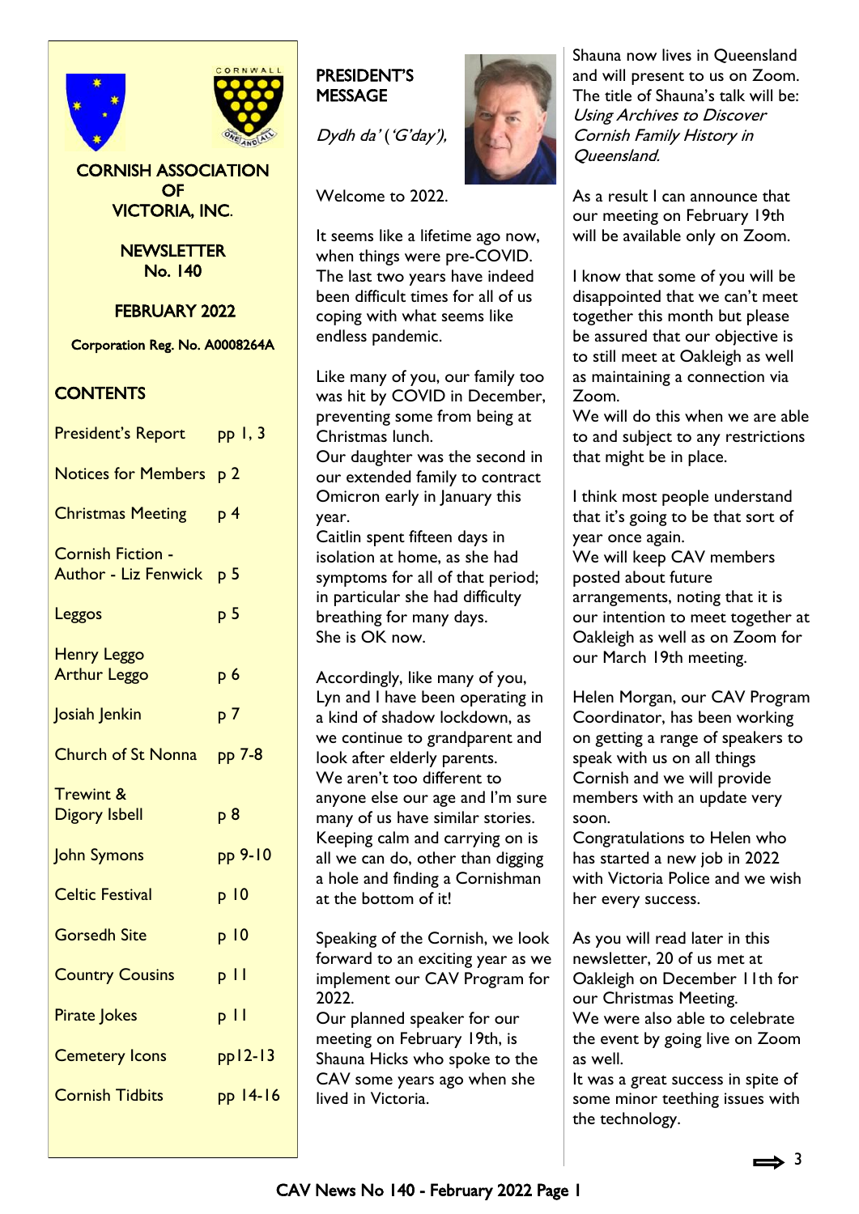CORNWALL

ONE AND ALL

# CORNISH ASSOCIATION OF VICTORIA, INC.

## NEWSLETTER No. 140

## FEBRUARY 2022

Corporation Reg. No. A0008264A

## CONTENTS

| | |
|---|---|
| President's Report | pp 1, 3 |
| Notices for Members | p 2 |
| Christmas Meeting | p 4 |
| Cornish Fiction - Author - Liz Fenwick | p 5 |
| Leggos | p 5 |
| Henry Leggo Arthur Leggo | p 6 |
| Josiah Jenkin | p 7 |
| Church of St Nonna | pp 7-8 |
| Trewint & Digory Isbell | p 8 |
| John Symons | pp 9-10 |
| Celtic Festival | p 10 |
| Gorsedh Site | p 10 |
| Country Cousins | p 11 |
| Pirate Jokes | p 11 |
| Cemetery Icons | pp12-13 |
| Cornish Tidbits | pp 14-16 |

## PRESIDENT'S MESSAGE

*Dydh da' ('G'day'),*

Welcome to 2022.

It seems like a lifetime ago now, when things were pre-COVID. The last two years have indeed been difficult times for all of us coping with what seems like endless pandemic.

Like many of you, our family too was hit by COVID in December, preventing some from being at Christmas lunch.
Our daughter was the second in our extended family to contract Omicron early in January this year.
Caitlin spent fifteen days in isolation at home, as she had symptoms for all of that period; in particular she had difficulty breathing for many days.
She is OK now.

Accordingly, like many of you, Lyn and I have been operating in a kind of shadow lockdown, as we continue to grandparent and look after elderly parents.
We aren't too different to anyone else our age and I'm sure many of us have similar stories.
Keeping calm and carrying on is all we can do, other than digging a hole and finding a Cornishman at the bottom of it!

Speaking of the Cornish, we look forward to an exciting year as we implement our CAV Program for 2022.
Our planned speaker for our meeting on February 19th, is Shauna Hicks who spoke to the CAV some years ago when she lived in Victoria.

Shauna now lives in Queensland and will present to us on Zoom. The title of Shauna's talk will be: *Using Archives to Discover Cornish Family History in Queensland.*

As a result I can announce that our meeting on February 19th will be available only on Zoom.

I know that some of you will be disappointed that we can't meet together this month but please be assured that our objective is to still meet at Oakleigh as well as maintaining a connection via Zoom.
We will do this when we are able to and subject to any restrictions that might be in place.

I think most people understand that it's going to be that sort of year once again.
We will keep CAV members posted about future arrangements, noting that it is our intention to meet together at Oakleigh as well as on Zoom for our March 19th meeting.

Helen Morgan, our CAV Program Coordinator, has been working on getting a range of speakers to speak with us on all things Cornish and we will provide members with an update very soon.
Congratulations to Helen who has started a new job in 2022 with Victoria Police and we wish her every success.

As you will read later in this newsletter, 20 of us met at Oakleigh on December 11th for our Christmas Meeting.
We were also able to celebrate the event by going live on Zoom as well.
It was a great success in spite of some minor teething issues with the technology.

⟹ 3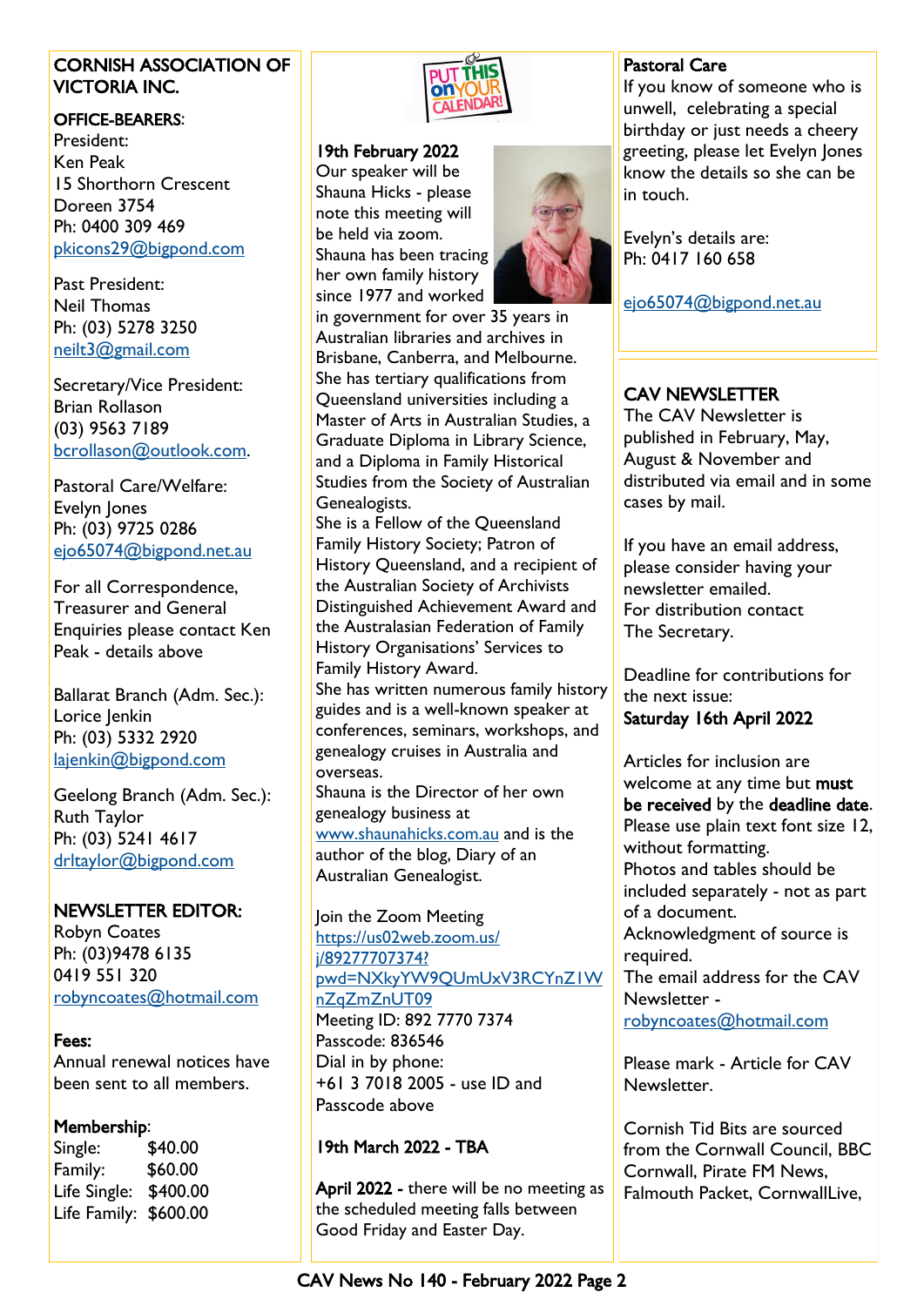## CORNISH ASSOCIATION OF VICTORIA INC.

**OFFICE-BEARERS**:

President:
Ken Peak
15 Shorthorn Crescent
Doreen 3754
Ph: 0400 309 469
pkicons29@bigpond.com

Past President:
Neil Thomas
Ph: (03) 5278 3250
neilt3@gmail.com

Secretary/Vice President:
Brian Rollason
(03) 9563 7189
bcrollason@outlook.com.

Pastoral Care/Welfare:
Evelyn Jones
Ph: (03) 9725 0286
ejo65074@bigpond.net.au

For all Correspondence, Treasurer and General Enquiries please contact Ken Peak - details above

Ballarat Branch (Adm. Sec.):
Lorice Jenkin
Ph: (03) 5332 2920
lajenkin@bigpond.com

Geelong Branch (Adm. Sec.):
Ruth Taylor
Ph: (03) 5241 4617
drltaylor@bigpond.com

**NEWSLETTER EDITOR:**
Robyn Coates
Ph: (03)9478 6135
0419 551 320
robyncoates@hotmail.com

**Fees:**
Annual renewal notices have been sent to all members.

**Membership**:

| | |
|---|---|
| Single: | $40.00 |
| Family: | $60.00 |
| Life Single: | $400.00 |
| Life Family: | $600.00 |

## PUT THIS ON YOUR CALENDAR!

**19th February 2022**
Our speaker will be Shauna Hicks - please note this meeting will be held via zoom.
Shauna has been tracing her own family history since 1977 and worked in government for over 35 years in Australian libraries and archives in Brisbane, Canberra, and Melbourne.
She has tertiary qualifications from Queensland universities including a Master of Arts in Australian Studies, a Graduate Diploma in Library Science, and a Diploma in Family Historical Studies from the Society of Australian Genealogists.
She is a Fellow of the Queensland Family History Society; Patron of History Queensland, and a recipient of the Australian Society of Archivists Distinguished Achievement Award and the Australasian Federation of Family History Organisations' Services to Family History Award.
She has written numerous family history guides and is a well-known speaker at conferences, seminars, workshops, and genealogy cruises in Australia and overseas.
Shauna is the Director of her own genealogy business at www.shaunahicks.com.au and is the author of the blog, Diary of an Australian Genealogist.

Join the Zoom Meeting
https://us02web.zoom.us/j/89277707374?pwd=NXkyYW9QUmUxV3RCYnZ1WnZqZmZnUT09
Meeting ID: 892 7770 7374
Passcode: 836546
Dial in by phone:
+61 3 7018 2005 - use ID and Passcode above

**19th March 2022 - TBA**

**April 2022** - there will be no meeting as the scheduled meeting falls between Good Friday and Easter Day.

**Pastoral Care**
If you know of someone who is unwell, celebrating a special birthday or just needs a cheery greeting, please let Evelyn Jones know the details so she can be in touch.

Evelyn's details are:
Ph: 0417 160 658

ejo65074@bigpond.net.au

**CAV NEWSLETTER**
The CAV Newsletter is published in February, May, August & November and distributed via email and in some cases by mail.

If you have an email address, please consider having your newsletter emailed.
For distribution contact The Secretary.

Deadline for contributions for the next issue:
**Saturday 16th April 2022**

Articles for inclusion are welcome at any time but **must be received** by the **deadline date**.
Please use plain text font size 12, without formatting.
Photos and tables should be included separately - not as part of a document.
Acknowledgment of source is required.
The email address for the CAV Newsletter - robyncoates@hotmail.com

Please mark - Article for CAV Newsletter.

Cornish Tid Bits are sourced from the Cornwall Council, BBC Cornwall, Pirate FM News, Falmouth Packet, CornwallLive,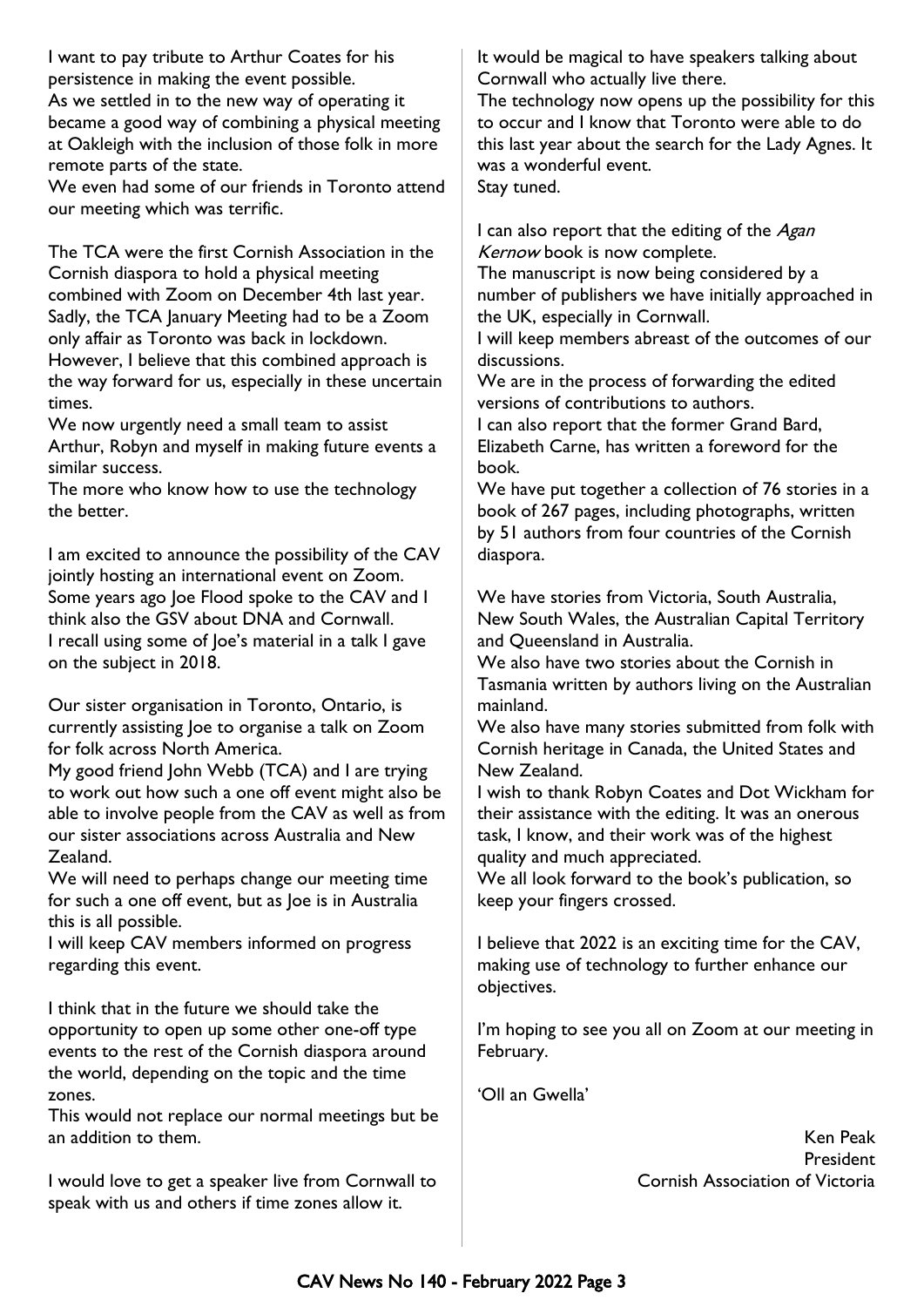I want to pay tribute to Arthur Coates for his persistence in making the event possible.
As we settled in to the new way of operating it became a good way of combining a physical meeting at Oakleigh with the inclusion of those folk in more remote parts of the state.
We even had some of our friends in Toronto attend our meeting which was terrific.

The TCA were the first Cornish Association in the Cornish diaspora to hold a physical meeting combined with Zoom on December 4th last year. Sadly, the TCA January Meeting had to be a Zoom only affair as Toronto was back in lockdown. However, I believe that this combined approach is the way forward for us, especially in these uncertain times.
We now urgently need a small team to assist Arthur, Robyn and myself in making future events a similar success.
The more who know how to use the technology the better.

I am excited to announce the possibility of the CAV jointly hosting an international event on Zoom. Some years ago Joe Flood spoke to the CAV and I think also the GSV about DNA and Cornwall.
I recall using some of Joe's material in a talk I gave on the subject in 2018.

Our sister organisation in Toronto, Ontario, is currently assisting Joe to organise a talk on Zoom for folk across North America.
My good friend John Webb (TCA) and I are trying to work out how such a one off event might also be able to involve people from the CAV as well as from our sister associations across Australia and New Zealand.
We will need to perhaps change our meeting time for such a one off event, but as Joe is in Australia this is all possible.
I will keep CAV members informed on progress regarding this event.

I think that in the future we should take the opportunity to open up some other one-off type events to the rest of the Cornish diaspora around the world, depending on the topic and the time zones.
This would not replace our normal meetings but be an addition to them.

I would love to get a speaker live from Cornwall to speak with us and others if time zones allow it.
It would be magical to have speakers talking about Cornwall who actually live there.
The technology now opens up the possibility for this to occur and I know that Toronto were able to do this last year about the search for the Lady Agnes. It was a wonderful event.
Stay tuned.

I can also report that the editing of the *Agan Kernow* book is now complete.
The manuscript is now being considered by a number of publishers we have initially approached in the UK, especially in Cornwall.
I will keep members abreast of the outcomes of our discussions.
We are in the process of forwarding the edited versions of contributions to authors.
I can also report that the former Grand Bard, Elizabeth Carne, has written a foreword for the book.
We have put together a collection of 76 stories in a book of 267 pages, including photographs, written by 51 authors from four countries of the Cornish diaspora.

We have stories from Victoria, South Australia, New South Wales, the Australian Capital Territory and Queensland in Australia.
We also have two stories about the Cornish in Tasmania written by authors living on the Australian mainland.
We also have many stories submitted from folk with Cornish heritage in Canada, the United States and New Zealand.
I wish to thank Robyn Coates and Dot Wickham for their assistance with the editing. It was an onerous task, I know, and their work was of the highest quality and much appreciated.
We all look forward to the book's publication, so keep your fingers crossed.

I believe that 2022 is an exciting time for the CAV, making use of technology to further enhance our objectives.

I'm hoping to see you all on Zoom at our meeting in February.

'Oll an Gwella'

Ken Peak
President
Cornish Association of Victoria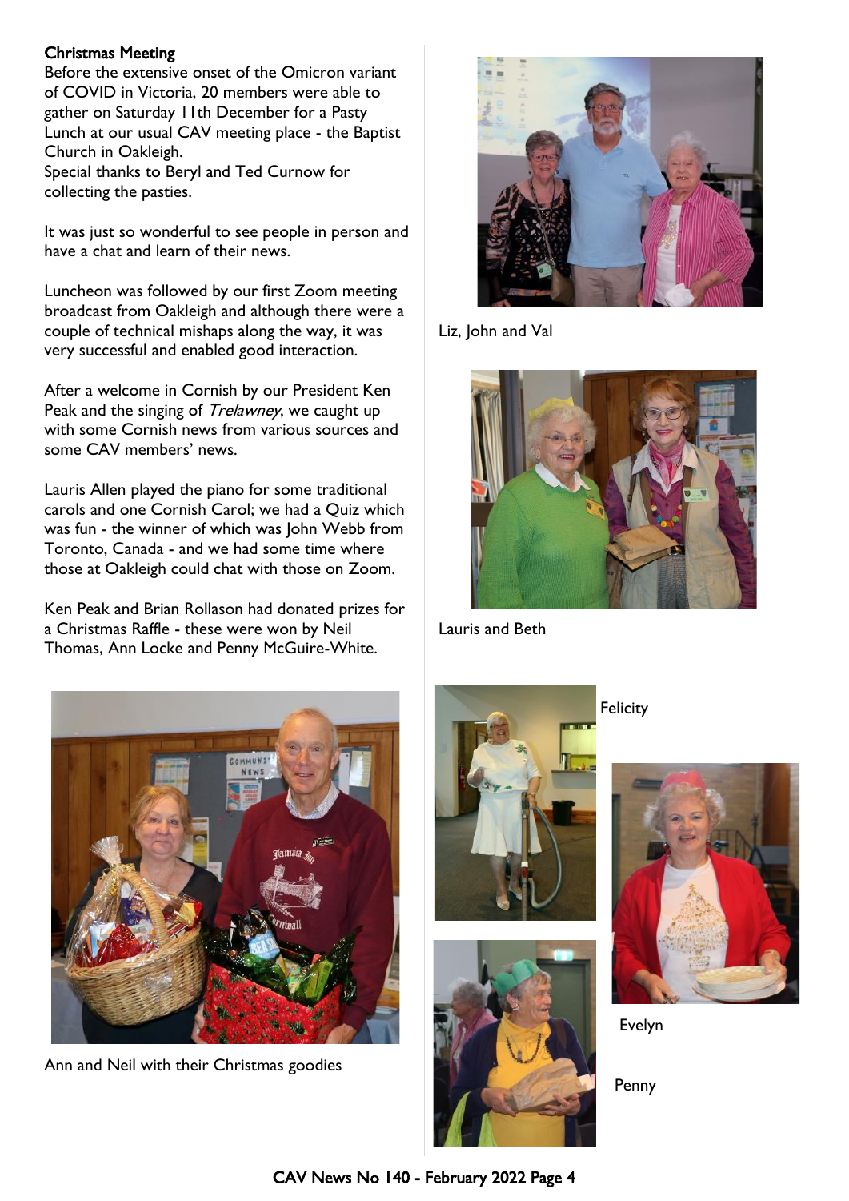## Christmas Meeting

Before the extensive onset of the Omicron variant of COVID in Victoria, 20 members were able to gather on Saturday 11th December for a Pasty Lunch at our usual CAV meeting place - the Baptist Church in Oakleigh.
Special thanks to Beryl and Ted Curnow for collecting the pasties.

It was just so wonderful to see people in person and have a chat and learn of their news.

Luncheon was followed by our first Zoom meeting broadcast from Oakleigh and although there were a couple of technical mishaps along the way, it was very successful and enabled good interaction.

After a welcome in Cornish by our President Ken Peak and the singing of *Trelawney*, we caught up with some Cornish news from various sources and some CAV members' news.

Lauris Allen played the piano for some traditional carols and one Cornish Carol; we had a Quiz which was fun - the winner of which was John Webb from Toronto, Canada - and we had some time where those at Oakleigh could chat with those on Zoom.

Ken Peak and Brian Rollason had donated prizes for a Christmas Raffle - these were won by Neil Thomas, Ann Locke and Penny McGuire-White.

Liz, John and Val

Lauris and Beth

Ann and Neil with their Christmas goodies

Felicity

Evelyn

Penny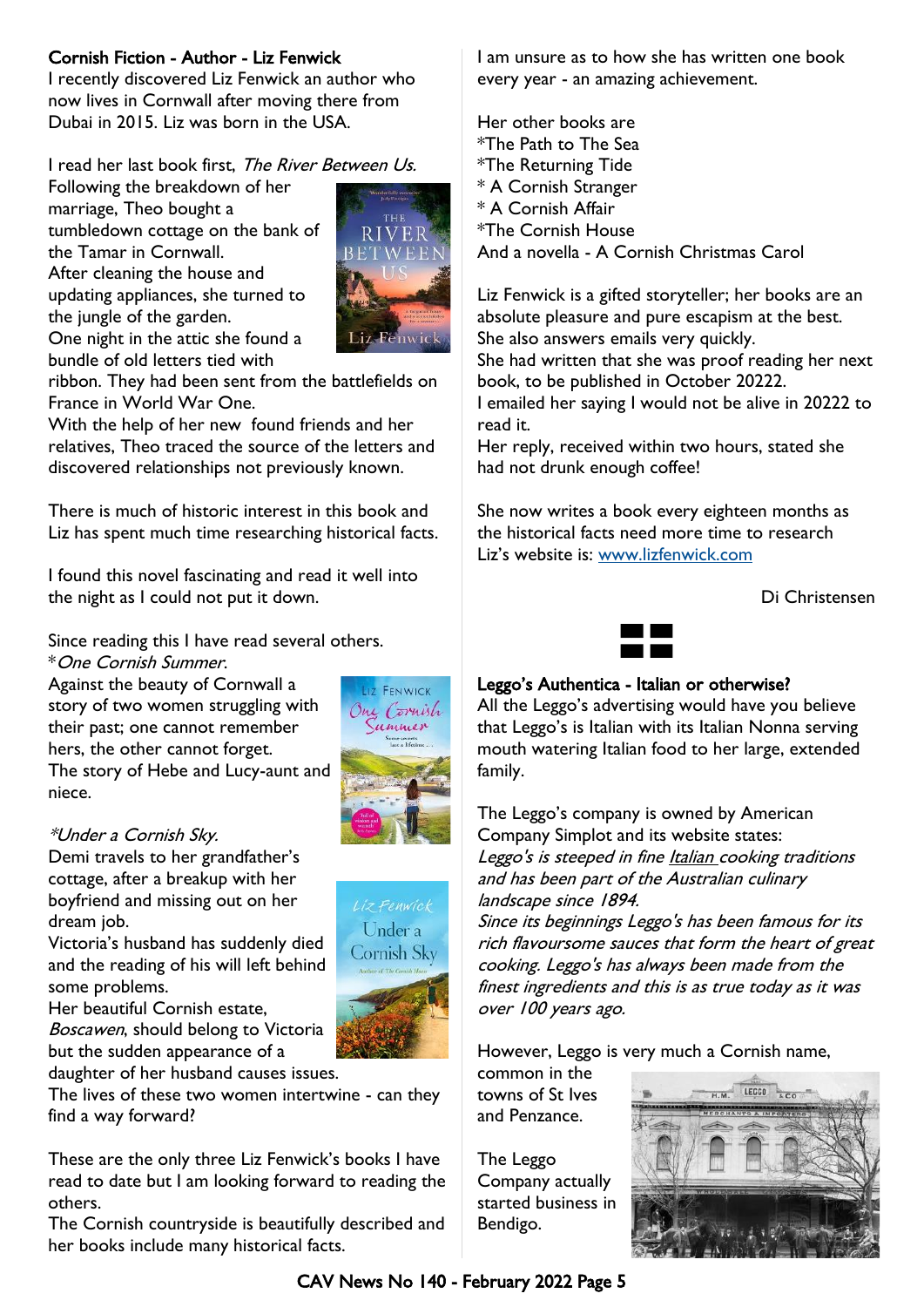## Cornish Fiction - Author - Liz Fenwick

I recently discovered Liz Fenwick an author who now lives in Cornwall after moving there from Dubai in 2015. Liz was born in the USA.

I read her last book first, *The River Between Us.*

Following the breakdown of her marriage, Theo bought a tumbledown cottage on the bank of the Tamar in Cornwall.

After cleaning the house and updating appliances, she turned to the jungle of the garden.

One night in the attic she found a bundle of old letters tied with ribbon. They had been sent from the battlefields on France in World War One.

With the help of her new found friends and her relatives, Theo traced the source of the letters and discovered relationships not previously known.

There is much of historic interest in this book and Liz has spent much time researching historical facts.

I found this novel fascinating and read it well into the night as I could not put it down.

Since reading this I have read several others.

*\*One Cornish Summer.*

Against the beauty of Cornwall a story of two women struggling with their past; one cannot remember hers, the other cannot forget.

The story of Hebe and Lucy-aunt and niece.

*\*Under a Cornish Sky.*

Demi travels to her grandfather's cottage, after a breakup with her boyfriend and missing out on her dream job.

Victoria's husband has suddenly died and the reading of his will left behind some problems.

Her beautiful Cornish estate, *Boscawen*, should belong to Victoria but the sudden appearance of a daughter of her husband causes issues.

The lives of these two women intertwine - can they find a way forward?

These are the only three Liz Fenwick's books I have read to date but I am looking forward to reading the others.

The Cornish countryside is beautifully described and her books include many historical facts.

I am unsure as to how she has written one book every year - an amazing achievement.

Her other books are

*The Path to The Sea
*The Returning Tide
* A Cornish Stranger
* A Cornish Affair
*The Cornish House
And a novella - A Cornish Christmas Carol

Liz Fenwick is a gifted storyteller; her books are an absolute pleasure and pure escapism at the best.

She also answers emails very quickly.

She had written that she was proof reading her next book, to be published in October 20222.

I emailed her saying I would not be alive in 20222 to read it.

Her reply, received within two hours, stated she had not drunk enough coffee!

She now writes a book every eighteen months as the historical facts need more time to research

Liz's website is: www.lizfenwick.com

Di Christensen

## Leggo's Authentica - Italian or otherwise?

All the Leggo's advertising would have you believe that Leggo's is Italian with its Italian Nonna serving mouth watering Italian food to her large, extended family.

The Leggo's company is owned by American Company Simplot and its website states:

*Leggo's is steeped in fine Italian cooking traditions and has been part of the Australian culinary landscape since 1894.*

*Since its beginnings Leggo's has been famous for its rich flavoursome sauces that form the heart of great cooking. Leggo's has always been made from the finest ingredients and this is as true today as it was over 100 years ago.*

However, Leggo is very much a Cornish name, common in the towns of St Ives and Penzance.

The Leggo Company actually started business in Bendigo.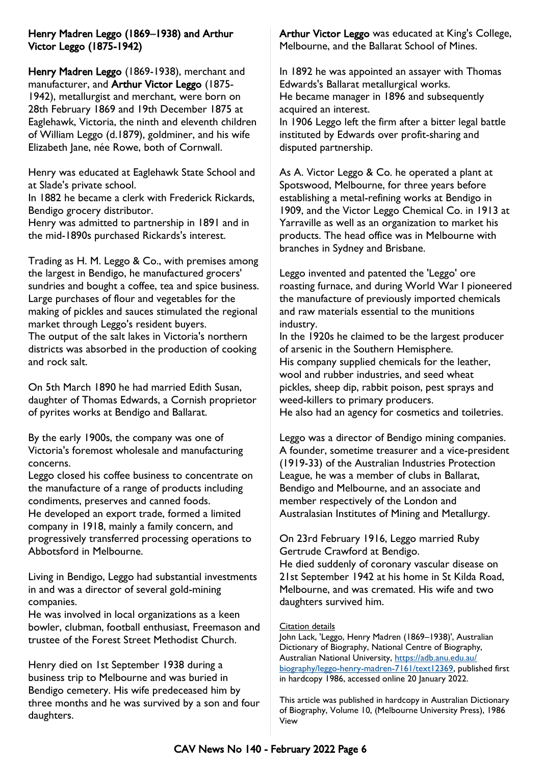## Henry Madren Leggo (1869–1938) and Arthur Victor Leggo (1875-1942)

**Henry Madren Leggo** (1869-1938), merchant and manufacturer, and **Arthur Victor Leggo** (1875-1942), metallurgist and merchant, were born on 28th February 1869 and 19th December 1875 at Eaglehawk, Victoria, the ninth and eleventh children of William Leggo (d.1879), goldminer, and his wife Elizabeth Jane, née Rowe, both of Cornwall.

Henry was educated at Eaglehawk State School and at Slade's private school.
In 1882 he became a clerk with Frederick Rickards, Bendigo grocery distributor.
Henry was admitted to partnership in 1891 and in the mid-1890s purchased Rickards's interest.

Trading as H. M. Leggo & Co., with premises among the largest in Bendigo, he manufactured grocers' sundries and bought a coffee, tea and spice business. Large purchases of flour and vegetables for the making of pickles and sauces stimulated the regional market through Leggo's resident buyers.
The output of the salt lakes in Victoria's northern districts was absorbed in the production of cooking and rock salt.

On 5th March 1890 he had married Edith Susan, daughter of Thomas Edwards, a Cornish proprietor of pyrites works at Bendigo and Ballarat.

By the early 1900s, the company was one of Victoria's foremost wholesale and manufacturing concerns.
Leggo closed his coffee business to concentrate on the manufacture of a range of products including condiments, preserves and canned foods.
He developed an export trade, formed a limited company in 1918, mainly a family concern, and progressively transferred processing operations to Abbotsford in Melbourne.

Living in Bendigo, Leggo had substantial investments in and was a director of several gold-mining companies.
He was involved in local organizations as a keen bowler, clubman, football enthusiast, Freemason and trustee of the Forest Street Methodist Church.

Henry died on 1st September 1938 during a business trip to Melbourne and was buried in Bendigo cemetery. His wife predeceased him by three months and he was survived by a son and four daughters.

**Arthur Victor Leggo** was educated at King's College, Melbourne, and the Ballarat School of Mines.

In 1892 he was appointed an assayer with Thomas Edwards's Ballarat metallurgical works.
He became manager in 1896 and subsequently acquired an interest.
In 1906 Leggo left the firm after a bitter legal battle instituted by Edwards over profit-sharing and disputed partnership.

As A. Victor Leggo & Co. he operated a plant at Spotswood, Melbourne, for three years before establishing a metal-refining works at Bendigo in 1909, and the Victor Leggo Chemical Co. in 1913 at Yarraville as well as an organization to market his products. The head office was in Melbourne with branches in Sydney and Brisbane.

Leggo invented and patented the 'Leggo' ore roasting furnace, and during World War I pioneered the manufacture of previously imported chemicals and raw materials essential to the munitions industry.
In the 1920s he claimed to be the largest producer of arsenic in the Southern Hemisphere.
His company supplied chemicals for the leather, wool and rubber industries, and seed wheat pickles, sheep dip, rabbit poison, pest sprays and weed-killers to primary producers.
He also had an agency for cosmetics and toiletries.

Leggo was a director of Bendigo mining companies. A founder, sometime treasurer and a vice-president (1919-33) of the Australian Industries Protection League, he was a member of clubs in Ballarat, Bendigo and Melbourne, and an associate and member respectively of the London and Australasian Institutes of Mining and Metallurgy.

On 23rd February 1916, Leggo married Ruby Gertrude Crawford at Bendigo.
He died suddenly of coronary vascular disease on 21st September 1942 at his home in St Kilda Road, Melbourne, and was cremated. His wife and two daughters survived him.

Citation details

John Lack, 'Leggo, Henry Madren (1869–1938)', Australian Dictionary of Biography, National Centre of Biography, Australian National University, https://adb.anu.edu.au/biography/leggo-henry-madren-7161/text12369, published first in hardcopy 1986, accessed online 20 January 2022.

This article was published in hardcopy in Australian Dictionary of Biography, Volume 10, (Melbourne University Press), 1986 View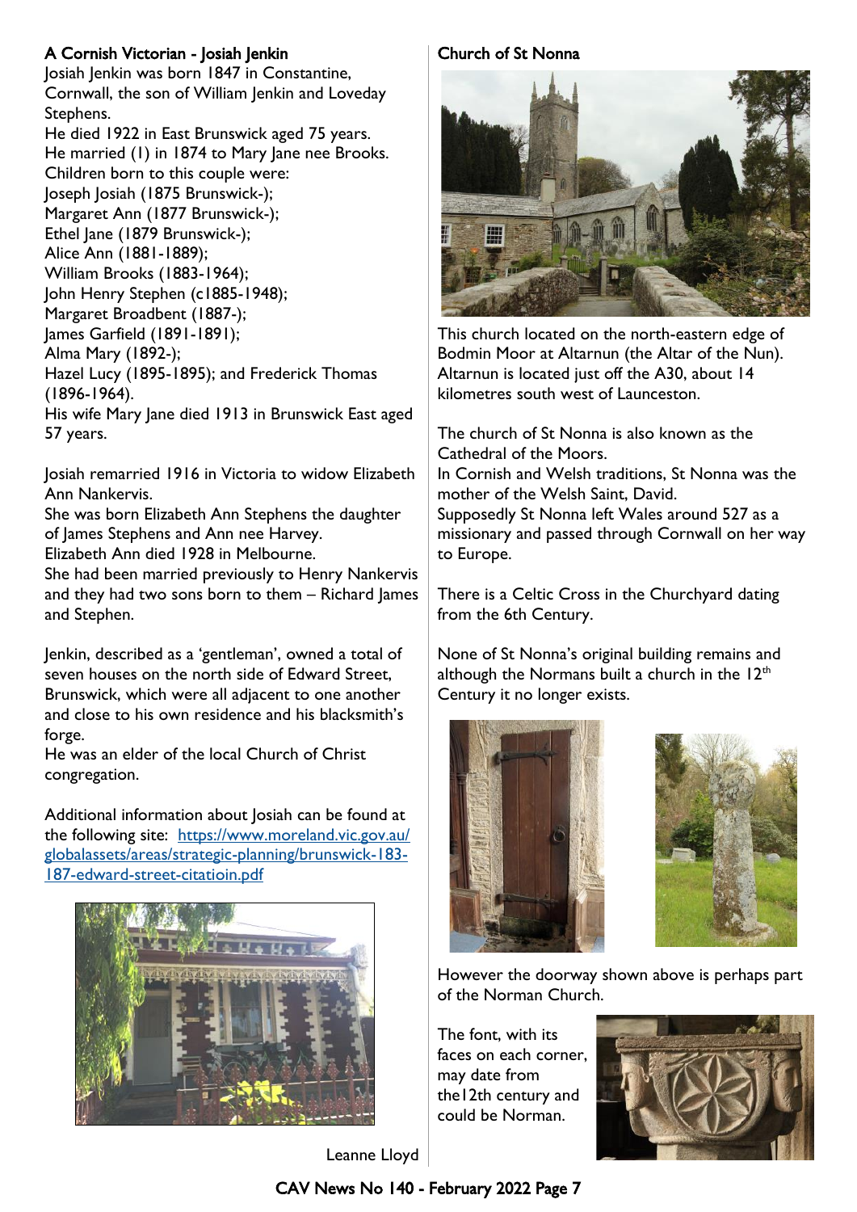## A Cornish Victorian - Josiah Jenkin

Josiah Jenkin was born 1847 in Constantine, Cornwall, the son of William Jenkin and Loveday Stephens.
He died 1922 in East Brunswick aged 75 years.
He married (1) in 1874 to Mary Jane nee Brooks.
Children born to this couple were:
Joseph Josiah (1875 Brunswick-);
Margaret Ann (1877 Brunswick-);
Ethel Jane (1879 Brunswick-);
Alice Ann (1881-1889);
William Brooks (1883-1964);
John Henry Stephen (c1885-1948);
Margaret Broadbent (1887-);
James Garfield (1891-1891);
Alma Mary (1892-);
Hazel Lucy (1895-1895); and Frederick Thomas (1896-1964).
His wife Mary Jane died 1913 in Brunswick East aged 57 years.

Josiah remarried 1916 in Victoria to widow Elizabeth Ann Nankervis.
She was born Elizabeth Ann Stephens the daughter of James Stephens and Ann nee Harvey.
Elizabeth Ann died 1928 in Melbourne.
She had been married previously to Henry Nankervis and they had two sons born to them – Richard James and Stephen.

Jenkin, described as a 'gentleman', owned a total of seven houses on the north side of Edward Street, Brunswick, which were all adjacent to one another and close to his own residence and his blacksmith's forge.
He was an elder of the local Church of Christ congregation.

Additional information about Josiah can be found at the following site: [https://www.moreland.vic.gov.au/globalassets/areas/strategic-planning/brunswick-183-187-edward-street-citatioin.pdf](https://www.moreland.vic.gov.au/globalassets/areas/strategic-planning/brunswick-183-187-edward-street-citatioin.pdf)

Leanne Lloyd

## Church of St Nonna

This church located on the north-eastern edge of Bodmin Moor at Altarnun (the Altar of the Nun). Altarnun is located just off the A30, about 14 kilometres south west of Launceston.

The church of St Nonna is also known as the Cathedral of the Moors.
In Cornish and Welsh traditions, St Nonna was the mother of the Welsh Saint, David.
Supposedly St Nonna left Wales around 527 as a missionary and passed through Cornwall on her way to Europe.

There is a Celtic Cross in the Churchyard dating from the 6th Century.

None of St Nonna's original building remains and although the Normans built a church in the 12th Century it no longer exists.

However the doorway shown above is perhaps part of the Norman Church.

The font, with its faces on each corner, may date from the12th century and could be Norman.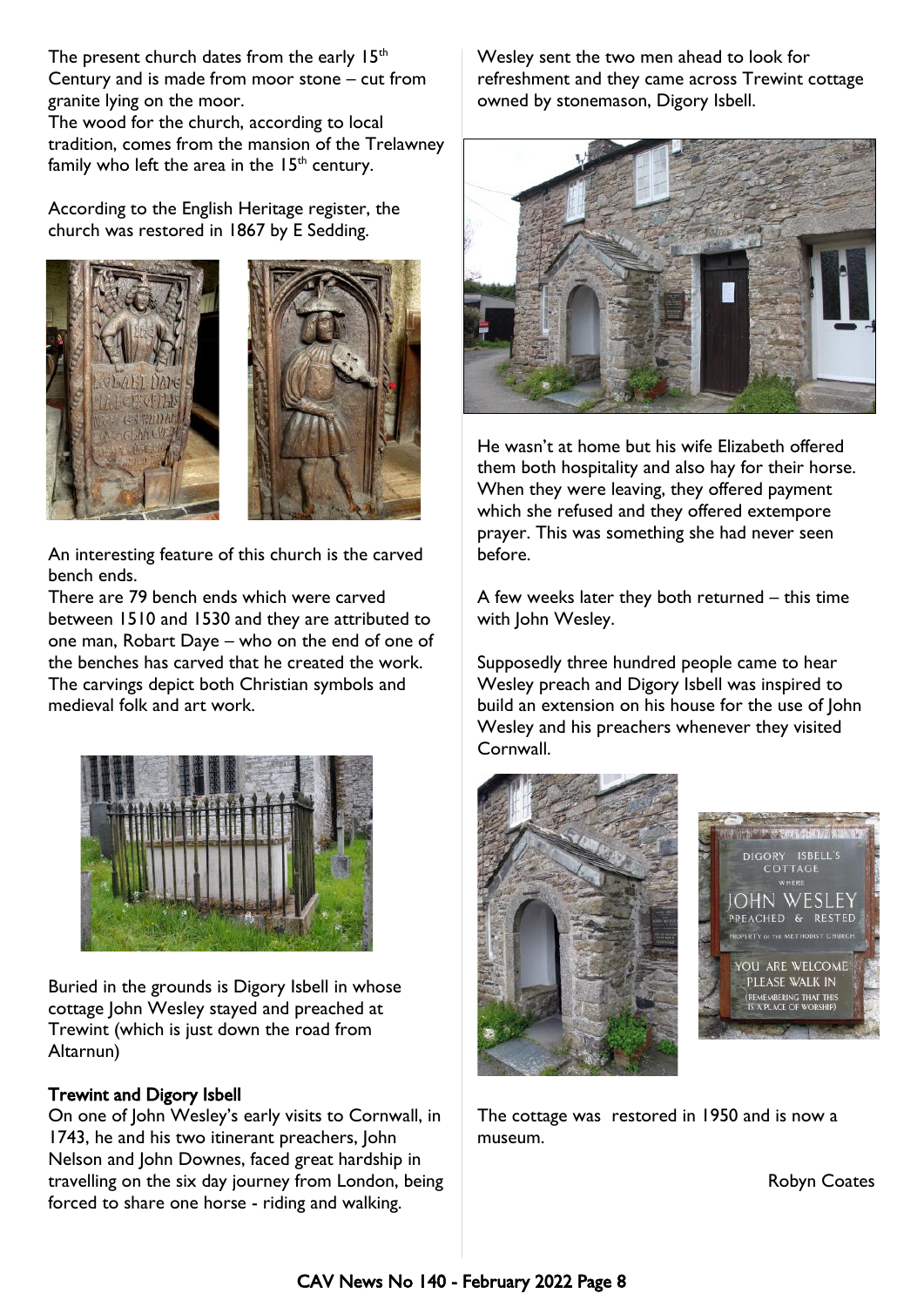The present church dates from the early 15th Century and is made from moor stone – cut from granite lying on the moor.
The wood for the church, according to local tradition, comes from the mansion of the Trelawney family who left the area in the 15th century.

According to the English Heritage register, the church was restored in 1867 by E Sedding.

An interesting feature of this church is the carved bench ends.
There are 79 bench ends which were carved between 1510 and 1530 and they are attributed to one man, Robart Daye – who on the end of one of the benches has carved that he created the work.
The carvings depict both Christian symbols and medieval folk and art work.

Buried in the grounds is Digory Isbell in whose cottage John Wesley stayed and preached at Trewint (which is just down the road from Altarnun)

## Trewint and Digory Isbell

On one of John Wesley's early visits to Cornwall, in 1743, he and his two itinerant preachers, John Nelson and John Downes, faced great hardship in travelling on the six day journey from London, being forced to share one horse - riding and walking.

Wesley sent the two men ahead to look for refreshment and they came across Trewint cottage owned by stonemason, Digory Isbell.

He wasn't at home but his wife Elizabeth offered them both hospitality and also hay for their horse. When they were leaving, they offered payment which she refused and they offered extempore prayer. This was something she had never seen before.

A few weeks later they both returned – this time with John Wesley.

Supposedly three hundred people came to hear Wesley preach and Digory Isbell was inspired to build an extension on his house for the use of John Wesley and his preachers whenever they visited Cornwall.

The cottage was restored in 1950 and is now a museum.

Robyn Coates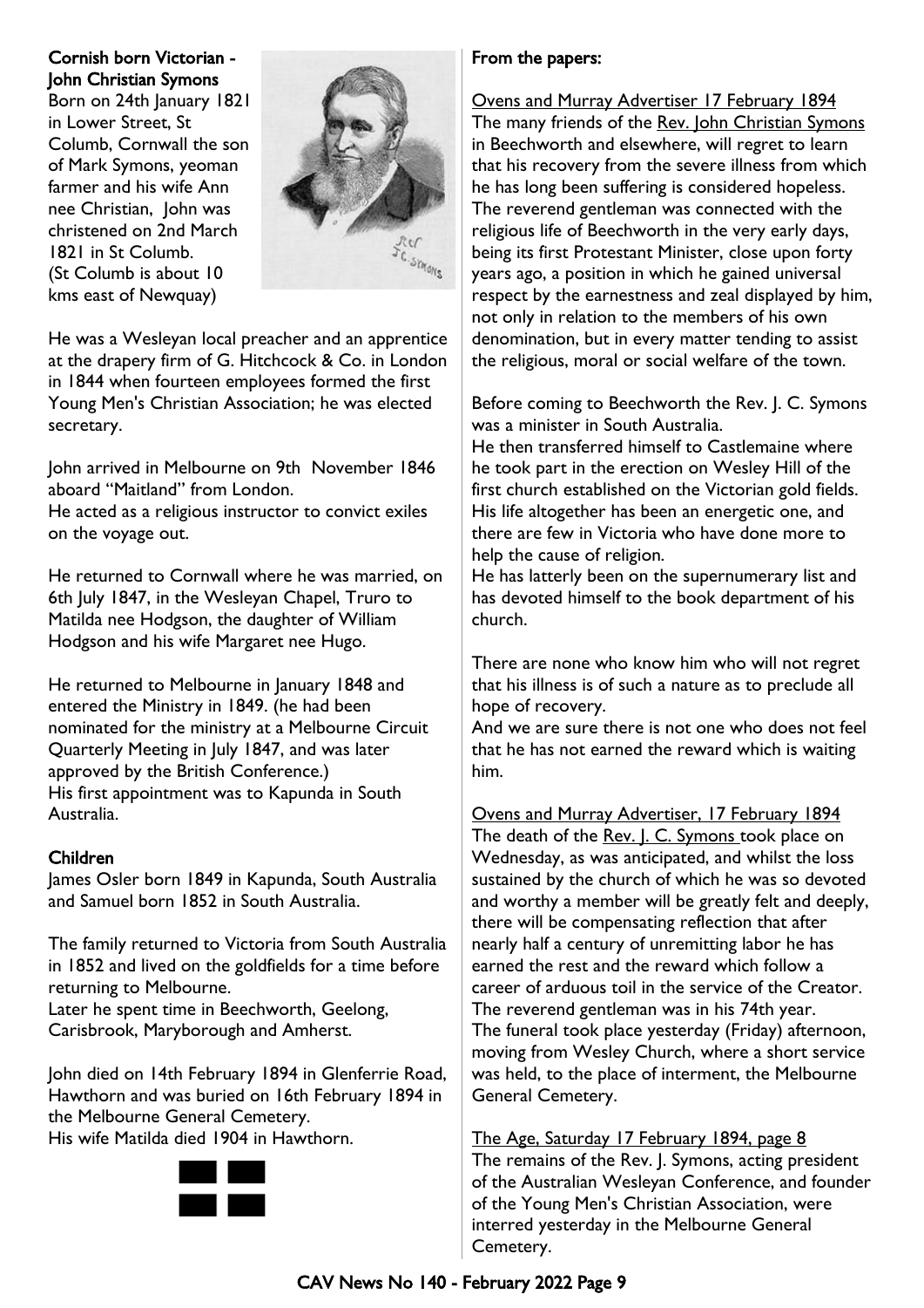**Cornish born Victorian - John Christian Symons**

Born on 24th January 1821 in Lower Street, St Columb, Cornwall the son of Mark Symons, yeoman farmer and his wife Ann nee Christian, John was christened on 2nd March 1821 in St Columb. (St Columb is about 10 kms east of Newquay)

He was a Wesleyan local preacher and an apprentice at the drapery firm of G. Hitchcock & Co. in London in 1844 when fourteen employees formed the first Young Men's Christian Association; he was elected secretary.

John arrived in Melbourne on 9th November 1846 aboard "Maitland" from London.
He acted as a religious instructor to convict exiles on the voyage out.

He returned to Cornwall where he was married, on 6th July 1847, in the Wesleyan Chapel, Truro to Matilda nee Hodgson, the daughter of William Hodgson and his wife Margaret nee Hugo.

He returned to Melbourne in January 1848 and entered the Ministry in 1849. (he had been nominated for the ministry at a Melbourne Circuit Quarterly Meeting in July 1847, and was later approved by the British Conference.)
His first appointment was to Kapunda in South Australia.

**Children**

James Osler born 1849 in Kapunda, South Australia and Samuel born 1852 in South Australia.

The family returned to Victoria from South Australia in 1852 and lived on the goldfields for a time before returning to Melbourne.
Later he spent time in Beechworth, Geelong, Carisbrook, Maryborough and Amherst.

John died on 14th February 1894 in Glenferrie Road, Hawthorn and was buried on 16th February 1894 in the Melbourne General Cemetery.
His wife Matilda died 1904 in Hawthorn.

**From the papers:**

Ovens and Murray Advertiser 17 February 1894
The many friends of the Rev. John Christian Symons in Beechworth and elsewhere, will regret to learn that his recovery from the severe illness from which he has long been suffering is considered hopeless. The reverend gentleman was connected with the religious life of Beechworth in the very early days, being its first Protestant Minister, close upon forty years ago, a position in which he gained universal respect by the earnestness and zeal displayed by him, not only in relation to the members of his own denomination, but in every matter tending to assist the religious, moral or social welfare of the town.

Before coming to Beechworth the Rev. J. C. Symons was a minister in South Australia.
He then transferred himself to Castlemaine where he took part in the erection on Wesley Hill of the first church established on the Victorian gold fields. His life altogether has been an energetic one, and there are few in Victoria who have done more to help the cause of religion.
He has latterly been on the supernumerary list and has devoted himself to the book department of his church.

There are none who know him who will not regret that his illness is of such a nature as to preclude all hope of recovery.
And we are sure there is not one who does not feel that he has not earned the reward which is waiting him.

Ovens and Murray Advertiser, 17 February 1894
The death of the Rev. J. C. Symons took place on Wednesday, as was anticipated, and whilst the loss sustained by the church of which he was so devoted and worthy a member will be greatly felt and deeply, there will be compensating reflection that after nearly half a century of unremitting labor he has earned the rest and the reward which follow a career of arduous toil in the service of the Creator. The reverend gentleman was in his 74th year.
The funeral took place yesterday (Friday) afternoon, moving from Wesley Church, where a short service was held, to the place of interment, the Melbourne General Cemetery.

The Age, Saturday 17 February 1894, page 8
The remains of the Rev. J. Symons, acting president of the Australian Wesleyan Conference, and founder of the Young Men's Christian Association, were interred yesterday in the Melbourne General Cemetery.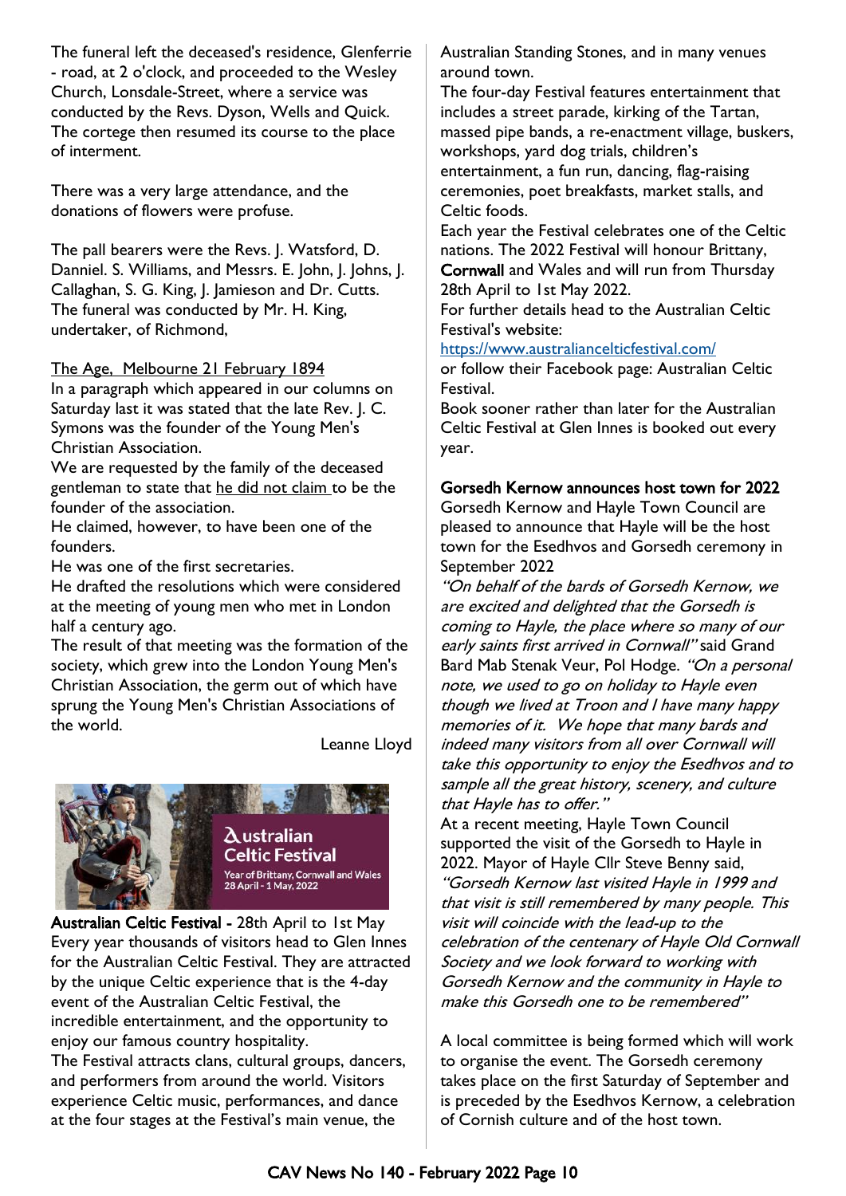The funeral left the deceased's residence, Glenferrie - road, at 2 o'clock, and proceeded to the Wesley Church, Lonsdale-Street, where a service was conducted by the Revs. Dyson, Wells and Quick. The cortege then resumed its course to the place of interment.

There was a very large attendance, and the donations of flowers were profuse.

The pall bearers were the Revs. J. Watsford, D. Danniel. S. Williams, and Messrs. E. John, J. Johns, J. Callaghan, S. G. King, J. Jamieson and Dr. Cutts. The funeral was conducted by Mr. H. King, undertaker, of Richmond,

The Age, Melbourne 21 February 1894

In a paragraph which appeared in our columns on Saturday last it was stated that the late Rev. J. C. Symons was the founder of the Young Men's Christian Association.

We are requested by the family of the deceased gentleman to state that he did not claim to be the founder of the association.

He claimed, however, to have been one of the founders.

He was one of the first secretaries.

He drafted the resolutions which were considered at the meeting of young men who met in London half a century ago.

The result of that meeting was the formation of the society, which grew into the London Young Men's Christian Association, the germ out of which have sprung the Young Men's Christian Associations of the world.

Leanne Lloyd

Australian Celtic Festival
Year of Brittany, Cornwall and Wales
28 April - 1 May, 2022

**Australian Celtic Festival** - 28th April to 1st May

Every year thousands of visitors head to Glen Innes for the Australian Celtic Festival. They are attracted by the unique Celtic experience that is the 4-day event of the Australian Celtic Festival, the incredible entertainment, and the opportunity to enjoy our famous country hospitality.

The Festival attracts clans, cultural groups, dancers, and performers from around the world. Visitors experience Celtic music, performances, and dance at the four stages at the Festival's main venue, the Australian Standing Stones, and in many venues around town.

The four-day Festival features entertainment that includes a street parade, kirking of the Tartan, massed pipe bands, a re-enactment village, buskers, workshops, yard dog trials, children's entertainment, a fun run, dancing, flag-raising ceremonies, poet breakfasts, market stalls, and Celtic foods.

Each year the Festival celebrates one of the Celtic nations. The 2022 Festival will honour Brittany, **Cornwall** and Wales and will run from Thursday 28th April to 1st May 2022.

For further details head to the Australian Celtic Festival's website:

https://www.australianceltic festival.com/

or follow their Facebook page: Australian Celtic Festival.

Book sooner rather than later for the Australian Celtic Festival at Glen Innes is booked out every year.

**Gorsedh Kernow announces host town for 2022**

Gorsedh Kernow and Hayle Town Council are pleased to announce that Hayle will be the host town for the Esedhvos and Gorsedh ceremony in September 2022

*"On behalf of the bards of Gorsedh Kernow, we are excited and delighted that the Gorsedh is coming to Hayle, the place where so many of our early saints first arrived in Cornwall"* said Grand Bard Mab Stenak Veur, Pol Hodge. *"On a personal note, we used to go on holiday to Hayle even though we lived at Troon and I have many happy memories of it. We hope that many bards and indeed many visitors from all over Cornwall will take this opportunity to enjoy the Esedhvos and to sample all the great history, scenery, and culture that Hayle has to offer."*

At a recent meeting, Hayle Town Council supported the visit of the Gorsedh to Hayle in 2022. Mayor of Hayle Cllr Steve Benny said, *"Gorsedh Kernow last visited Hayle in 1999 and that visit is still remembered by many people. This visit will coincide with the lead-up to the celebration of the centenary of Hayle Old Cornwall Society and we look forward to working with Gorsedh Kernow and the community in Hayle to make this Gorsedh one to be remembered"*

A local committee is being formed which will work to organise the event. The Gorsedh ceremony takes place on the first Saturday of September and is preceded by the Esedhvos Kernow, a celebration of Cornish culture and of the host town.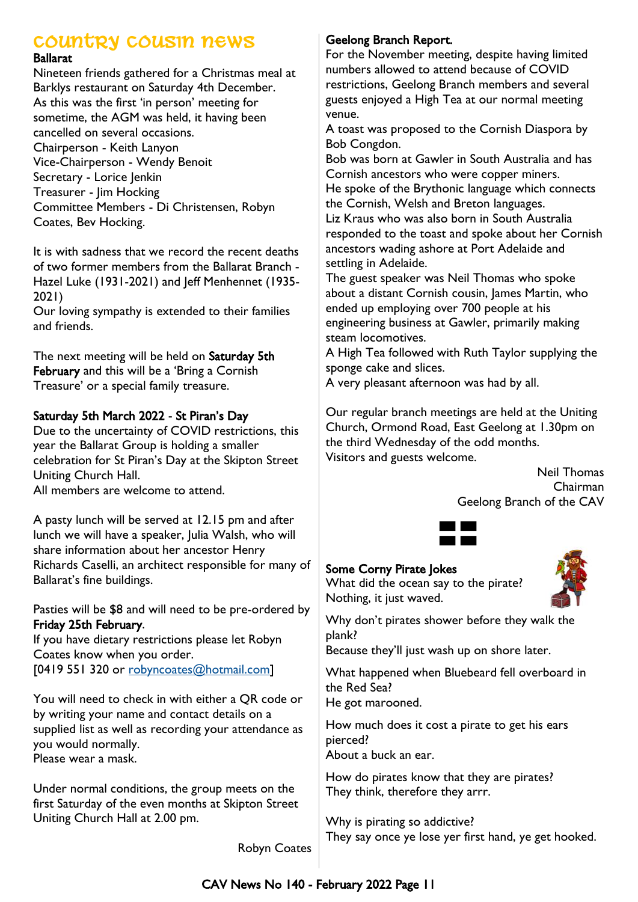# country cousin news

## Ballarat

Nineteen friends gathered for a Christmas meal at Barklys restaurant on Saturday 4th December.
As this was the first 'in person' meeting for sometime, the AGM was held, it having been cancelled on several occasions.
Chairperson - Keith Lanyon
Vice-Chairperson - Wendy Benoit
Secretary - Lorice Jenkin
Treasurer - Jim Hocking
Committee Members - Di Christensen, Robyn Coates, Bev Hocking.

It is with sadness that we record the recent deaths of two former members from the Ballarat Branch - Hazel Luke (1931-2021) and Jeff Menhennet (1935-2021)
Our loving sympathy is extended to their families and friends.

The next meeting will be held on **Saturday 5th February** and this will be a 'Bring a Cornish Treasure' or a special family treasure.

**Saturday 5th March 2022 - St Piran's Day**
Due to the uncertainty of COVID restrictions, this year the Ballarat Group is holding a smaller celebration for St Piran's Day at the Skipton Street Uniting Church Hall.
All members are welcome to attend.

A pasty lunch will be served at 12.15 pm and after lunch we will have a speaker, Julia Walsh, who will share information about her ancestor Henry Richards Caselli, an architect responsible for many of Ballarat's fine buildings.

Pasties will be $8 and will need to be pre-ordered by **Friday 25th February**.
If you have dietary restrictions please let Robyn Coates know when you order.
[0419 551 320 or robyncoates@hotmail.com]

You will need to check in with either a QR code or by writing your name and contact details on a supplied list as well as recording your attendance as you would normally.
Please wear a mask.

Under normal conditions, the group meets on the first Saturday of the even months at Skipton Street Uniting Church Hall at 2.00 pm.

Robyn Coates

## Geelong Branch Report.

For the November meeting, despite having limited numbers allowed to attend because of COVID restrictions, Geelong Branch members and several guests enjoyed a High Tea at our normal meeting venue.
A toast was proposed to the Cornish Diaspora by Bob Congdon.
Bob was born at Gawler in South Australia and has Cornish ancestors who were copper miners.
He spoke of the Brythonic language which connects the Cornish, Welsh and Breton languages.
Liz Kraus who was also born in South Australia responded to the toast and spoke about her Cornish ancestors wading ashore at Port Adelaide and settling in Adelaide.
The guest speaker was Neil Thomas who spoke about a distant Cornish cousin, James Martin, who ended up employing over 700 people at his engineering business at Gawler, primarily making steam locomotives.
A High Tea followed with Ruth Taylor supplying the sponge cake and slices.
A very pleasant afternoon was had by all.

Our regular branch meetings are held at the Uniting Church, Ormond Road, East Geelong at 1.30pm on the third Wednesday of the odd months.
Visitors and guests welcome.

Neil Thomas
Chairman
Geelong Branch of the CAV

## Some Corny Pirate Jokes

What did the ocean say to the pirate?
Nothing, it just waved.

Why don't pirates shower before they walk the plank?
Because they'll just wash up on shore later.

What happened when Bluebeard fell overboard in the Red Sea?
He got marooned.

How much does it cost a pirate to get his ears pierced?
About a buck an ear.

How do pirates know that they are pirates?
They think, therefore they arrr.

Why is pirating so addictive?
They say once ye lose yer first hand, ye get hooked.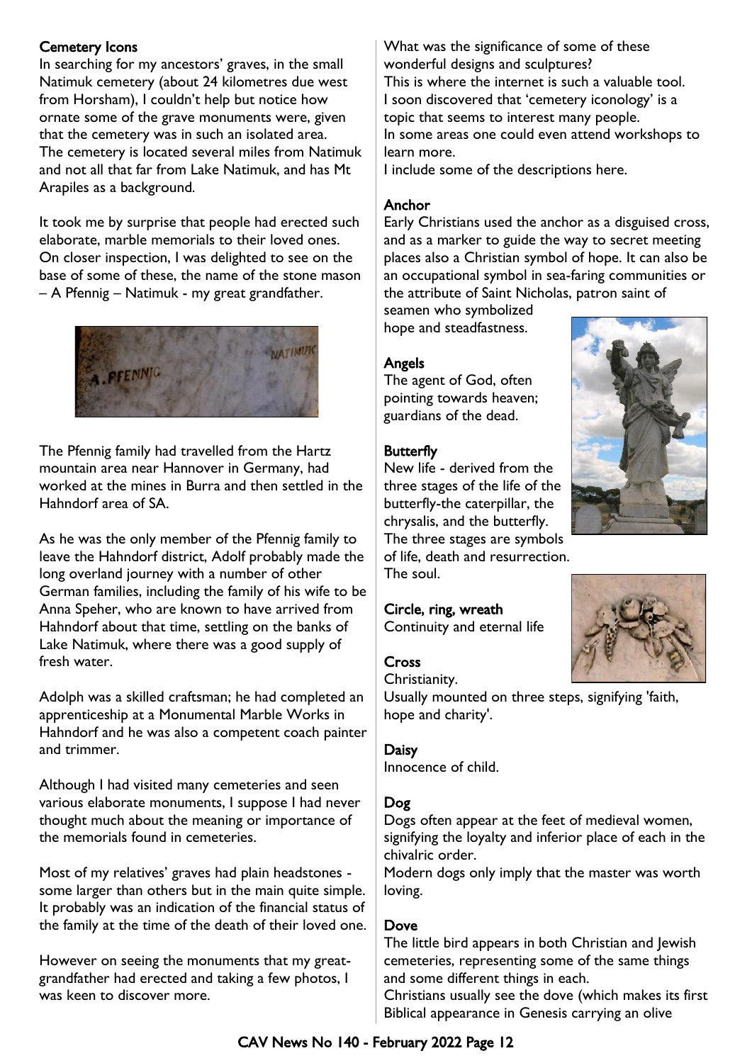## Cemetery Icons

In searching for my ancestors' graves, in the small Natimuk cemetery (about 24 kilometres due west from Horsham), I couldn't help but notice how ornate some of the grave monuments were, given that the cemetery was in such an isolated area. The cemetery is located several miles from Natimuk and not all that far from Lake Natimuk, and has Mt Arapiles as a background.

It took me by surprise that people had erected such elaborate, marble memorials to their loved ones. On closer inspection, I was delighted to see on the base of some of these, the name of the stone mason – A Pfennig – Natimuk - my great grandfather.

The Pfennig family had travelled from the Hartz mountain area near Hannover in Germany, had worked at the mines in Burra and then settled in the Hahndorf area of SA.

As he was the only member of the Pfennig family to leave the Hahndorf district, Adolf probably made the long overland journey with a number of other German families, including the family of his wife to be Anna Speher, who are known to have arrived from Hahndorf about that time, settling on the banks of Lake Natimuk, where there was a good supply of fresh water.

Adolph was a skilled craftsman; he had completed an apprenticeship at a Monumental Marble Works in Hahndorf and he was also a competent coach painter and trimmer.

Although I had visited many cemeteries and seen various elaborate monuments, I suppose I had never thought much about the meaning or importance of the memorials found in cemeteries.

Most of my relatives' graves had plain headstones - some larger than others but in the main quite simple. It probably was an indication of the financial status of the family at the time of the death of their loved one.

However on seeing the monuments that my great-grandfather had erected and taking a few photos, I was keen to discover more.

What was the significance of some of these wonderful designs and sculptures?
This is where the internet is such a valuable tool.
I soon discovered that 'cemetery iconology' is a topic that seems to interest many people.
In some areas one could even attend workshops to learn more.
I include some of the descriptions here.

### Anchor

Early Christians used the anchor as a disguised cross, and as a marker to guide the way to secret meeting places also a Christian symbol of hope. It can also be an occupational symbol in sea-faring communities or the attribute of Saint Nicholas, patron saint of seamen who symbolized hope and steadfastness.

### Angels

The agent of God, often pointing towards heaven; guardians of the dead.

### Butterfly

New life - derived from the three stages of the life of the butterfly-the caterpillar, the chrysalis, and the butterfly. The three stages are symbols of life, death and resurrection. The soul.

### Circle, ring, wreath

Continuity and eternal life

### Cross

Christianity.
Usually mounted on three steps, signifying 'faith, hope and charity'.

### Daisy

Innocence of child.

### Dog

Dogs often appear at the feet of medieval women, signifying the loyalty and inferior place of each in the chivalric order.
Modern dogs only imply that the master was worth loving.

### Dove

The little bird appears in both Christian and Jewish cemeteries, representing some of the same things and some different things in each.
Christians usually see the dove (which makes its first Biblical appearance in Genesis carrying an olive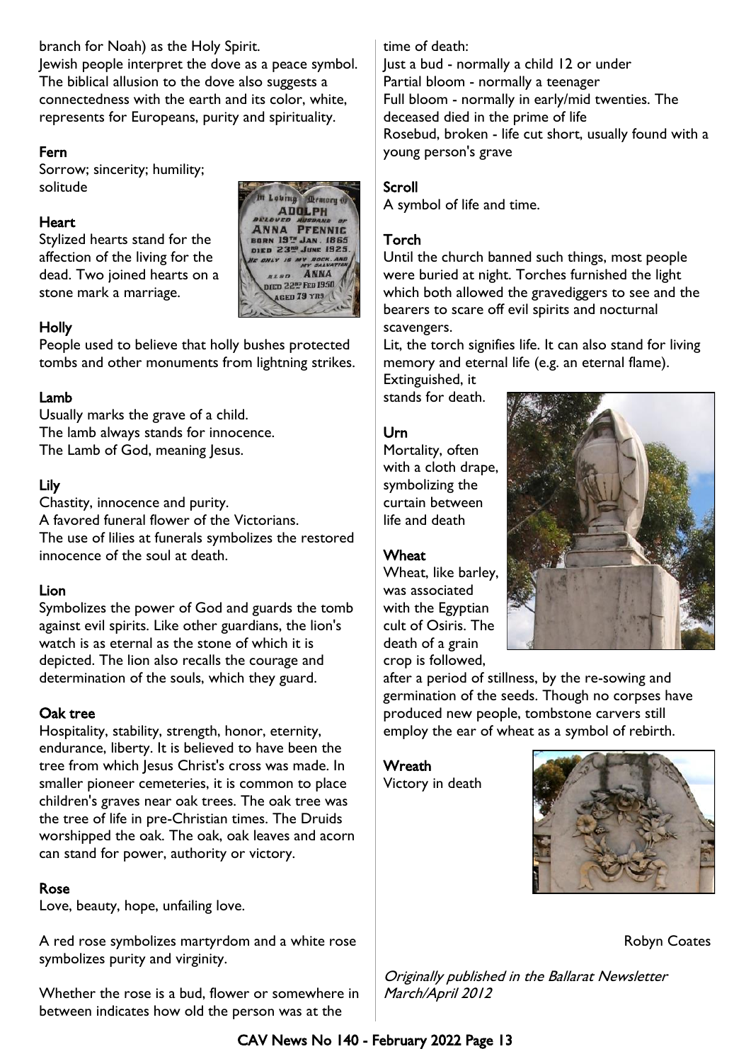branch for Noah) as the Holy Spirit.
Jewish people interpret the dove as a peace symbol. The biblical allusion to the dove also suggests a connectedness with the earth and its color, white, represents for Europeans, purity and spirituality.

### Fern

Sorrow; sincerity; humility; solitude

### Heart

Stylized hearts stand for the affection of the living for the dead. Two joined hearts on a stone mark a marriage.

### Holly

People used to believe that holly bushes protected tombs and other monuments from lightning strikes.

### Lamb

Usually marks the grave of a child.
The lamb always stands for innocence.
The Lamb of God, meaning Jesus.

### Lily

Chastity, innocence and purity.
A favored funeral flower of the Victorians.
The use of lilies at funerals symbolizes the restored innocence of the soul at death.

### Lion

Symbolizes the power of God and guards the tomb against evil spirits. Like other guardians, the lion's watch is as eternal as the stone of which it is depicted. The lion also recalls the courage and determination of the souls, which they guard.

### Oak tree

Hospitality, stability, strength, honor, eternity, endurance, liberty. It is believed to have been the tree from which Jesus Christ's cross was made. In smaller pioneer cemeteries, it is common to place children's graves near oak trees. The oak tree was the tree of life in pre-Christian times. The Druids worshipped the oak. The oak, oak leaves and acorn can stand for power, authority or victory.

### Rose

Love, beauty, hope, unfailing love.

A red rose symbolizes martyrdom and a white rose symbolizes purity and virginity.

Whether the rose is a bud, flower or somewhere in between indicates how old the person was at the time of death:
Just a bud - normally a child 12 or under
Partial bloom - normally a teenager
Full bloom - normally in early/mid twenties. The deceased died in the prime of life
Rosebud, broken - life cut short, usually found with a young person's grave

### Scroll

A symbol of life and time.

### Torch

Until the church banned such things, most people were buried at night. Torches furnished the light which both allowed the gravediggers to see and the bearers to scare off evil spirits and nocturnal scavengers.
Lit, the torch signifies life. It can also stand for living memory and eternal life (e.g. an eternal flame).
Extinguished, it stands for death.

### Urn

Mortality, often with a cloth drape, symbolizing the curtain between life and death

### Wheat

Wheat, like barley, was associated with the Egyptian cult of Osiris. The death of a grain crop is followed, after a period of stillness, by the re-sowing and germination of the seeds. Though no corpses have produced new people, tombstone carvers still employ the ear of wheat as a symbol of rebirth.

### Wreath

Victory in death

Robyn Coates

*Originally published in the Ballarat Newsletter March/April 2012*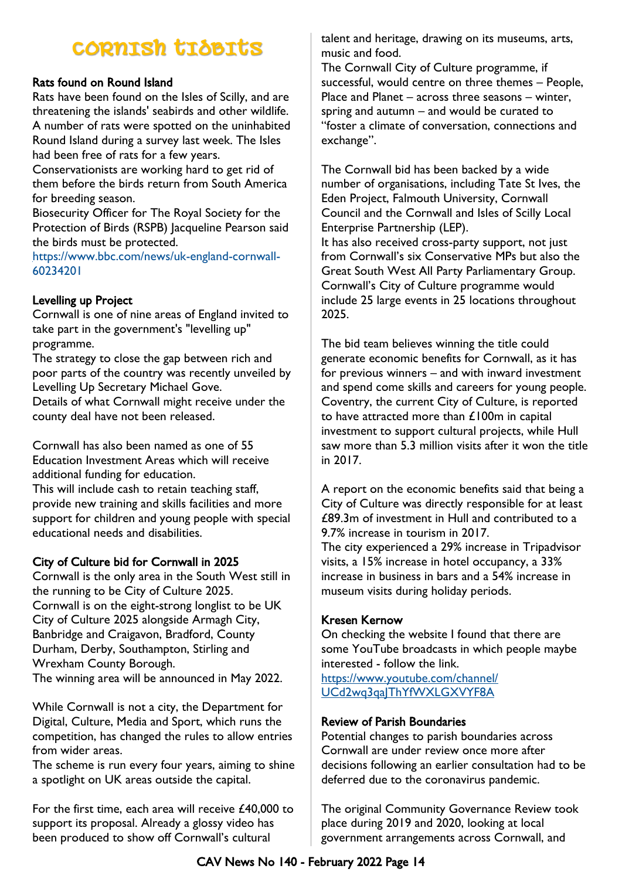# Cornish Tidbits

## Rats found on Round Island

Rats have been found on the Isles of Scilly, and are threatening the islands' seabirds and other wildlife. A number of rats were spotted on the uninhabited Round Island during a survey last week. The Isles had been free of rats for a few years.

Conservationists are working hard to get rid of them before the birds return from South America for breeding season.

Biosecurity Officer for The Royal Society for the Protection of Birds (RSPB) Jacqueline Pearson said the birds must be protected.

https://www.bbc.com/news/uk-england-cornwall-60234201

## Levelling up Project

Cornwall is one of nine areas of England invited to take part in the government's "levelling up" programme.

The strategy to close the gap between rich and poor parts of the country was recently unveiled by Levelling Up Secretary Michael Gove.

Details of what Cornwall might receive under the county deal have not been released.

Cornwall has also been named as one of 55 Education Investment Areas which will receive additional funding for education.

This will include cash to retain teaching staff, provide new training and skills facilities and more support for children and young people with special educational needs and disabilities.

## City of Culture bid for Cornwall in 2025

Cornwall is the only area in the South West still in the running to be City of Culture 2025.

Cornwall is on the eight-strong longlist to be UK City of Culture 2025 alongside Armagh City, Banbridge and Craigavon, Bradford, County Durham, Derby, Southampton, Stirling and Wrexham County Borough.

The winning area will be announced in May 2022.

While Cornwall is not a city, the Department for Digital, Culture, Media and Sport, which runs the competition, has changed the rules to allow entries from wider areas.

The scheme is run every four years, aiming to shine a spotlight on UK areas outside the capital.

For the first time, each area will receive £40,000 to support its proposal. Already a glossy video has been produced to show off Cornwall's cultural talent and heritage, drawing on its museums, arts, music and food.

The Cornwall City of Culture programme, if successful, would centre on three themes – People, Place and Planet – across three seasons – winter, spring and autumn – and would be curated to "foster a climate of conversation, connections and exchange".

The Cornwall bid has been backed by a wide number of organisations, including Tate St Ives, the Eden Project, Falmouth University, Cornwall Council and the Cornwall and Isles of Scilly Local Enterprise Partnership (LEP).

It has also received cross-party support, not just from Cornwall's six Conservative MPs but also the Great South West All Party Parliamentary Group. Cornwall's City of Culture programme would include 25 large events in 25 locations throughout 2025.

The bid team believes winning the title could generate economic benefits for Cornwall, as it has for previous winners – and with inward investment and spend come skills and careers for young people. Coventry, the current City of Culture, is reported to have attracted more than £100m in capital investment to support cultural projects, while Hull saw more than 5.3 million visits after it won the title in 2017.

A report on the economic benefits said that being a City of Culture was directly responsible for at least £89.3m of investment in Hull and contributed to a 9.7% increase in tourism in 2017.

The city experienced a 29% increase in Tripadvisor visits, a 15% increase in hotel occupancy, a 33% increase in business in bars and a 54% increase in museum visits during holiday periods.

## Kresen Kernow

On checking the website I found that there are some YouTube broadcasts in which people maybe interested - follow the link.

https://www.youtube.com/channel/UCd2wq3qaJThYfWXLGXVYF8A

## Review of Parish Boundaries

Potential changes to parish boundaries across Cornwall are under review once more after decisions following an earlier consultation had to be deferred due to the coronavirus pandemic.

The original Community Governance Review took place during 2019 and 2020, looking at local government arrangements across Cornwall, and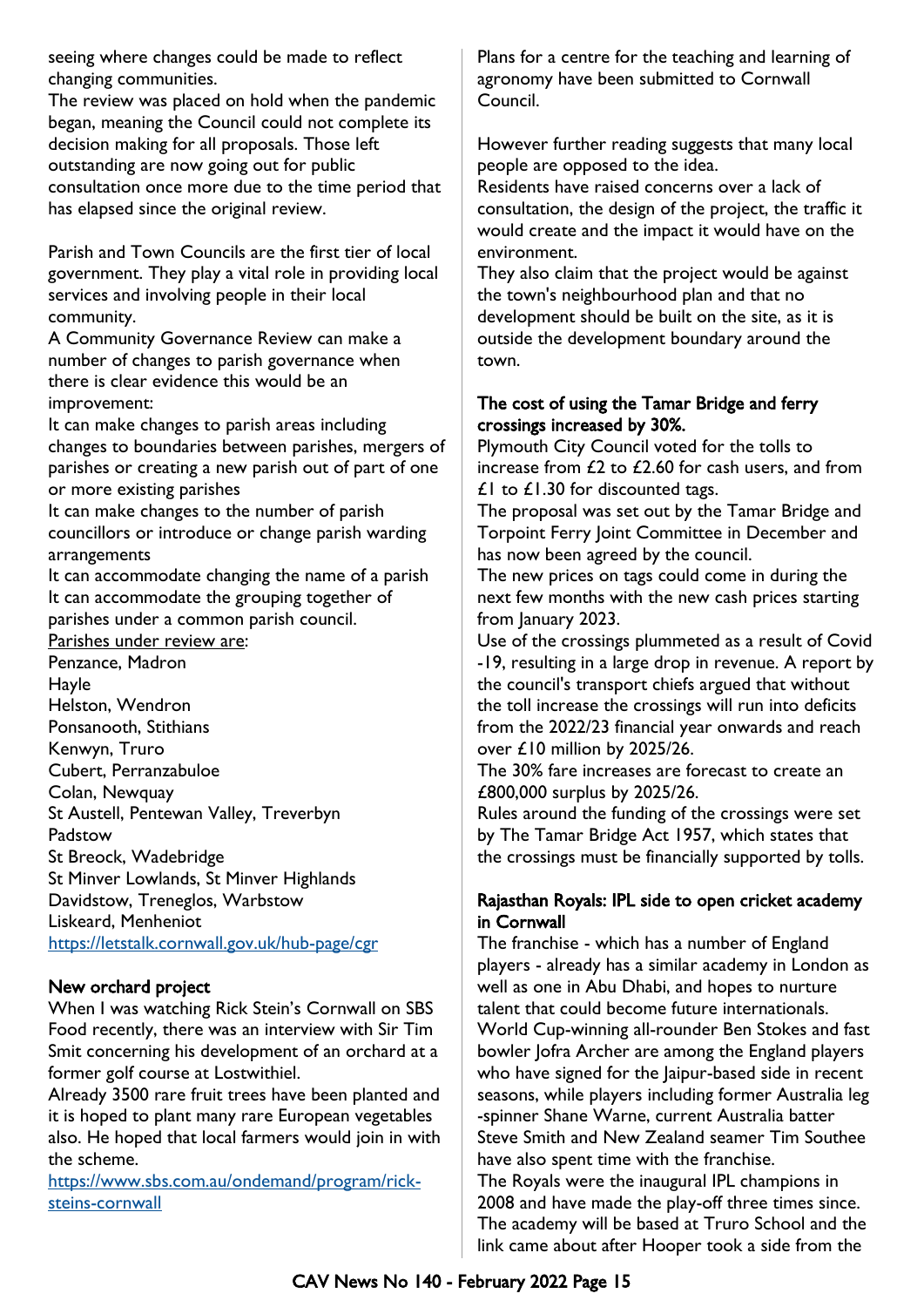seeing where changes could be made to reflect changing communities.

The review was placed on hold when the pandemic began, meaning the Council could not complete its decision making for all proposals. Those left outstanding are now going out for public consultation once more due to the time period that has elapsed since the original review.

Parish and Town Councils are the first tier of local government. They play a vital role in providing local services and involving people in their local community.

A Community Governance Review can make a number of changes to parish governance when there is clear evidence this would be an improvement:

It can make changes to parish areas including changes to boundaries between parishes, mergers of parishes or creating a new parish out of part of one or more existing parishes

It can make changes to the number of parish councillors or introduce or change parish warding arrangements

It can accommodate changing the name of a parish

It can accommodate the grouping together of parishes under a common parish council.

Parishes under review are:

Penzance, Madron
Hayle
Helston, Wendron
Ponsanooth, Stithians
Kenwyn, Truro
Cubert, Perranzabuloe
Colan, Newquay
St Austell, Pentewan Valley, Treverbyn
Padstow
St Breock, Wadebridge
St Minver Lowlands, St Minver Highlands
Davidstow, Treneglos, Warbstow
Liskeard, Menheniot

https://letstalk.cornwall.gov.uk/hub-page/cgr

**New orchard project**

When I was watching Rick Stein's Cornwall on SBS Food recently, there was an interview with Sir Tim Smit concerning his development of an orchard at a former golf course at Lostwithiel.

Already 3500 rare fruit trees have been planted and it is hoped to plant many rare European vegetables also. He hoped that local farmers would join in with the scheme.

https://www.sbs.com.au/ondemand/program/rick-steins-cornwall

Plans for a centre for the teaching and learning of agronomy have been submitted to Cornwall Council.

However further reading suggests that many local people are opposed to the idea.

Residents have raised concerns over a lack of consultation, the design of the project, the traffic it would create and the impact it would have on the environment.

They also claim that the project would be against the town's neighbourhood plan and that no development should be built on the site, as it is outside the development boundary around the town.

**The cost of using the Tamar Bridge and ferry crossings increased by 30%.**

Plymouth City Council voted for the tolls to increase from £2 to £2.60 for cash users, and from £1 to £1.30 for discounted tags.

The proposal was set out by the Tamar Bridge and Torpoint Ferry Joint Committee in December and has now been agreed by the council.

The new prices on tags could come in during the next few months with the new cash prices starting from January 2023.

Use of the crossings plummeted as a result of Covid -19, resulting in a large drop in revenue. A report by the council's transport chiefs argued that without the toll increase the crossings will run into deficits from the 2022/23 financial year onwards and reach over £10 million by 2025/26.

The 30% fare increases are forecast to create an £800,000 surplus by 2025/26.

Rules around the funding of the crossings were set by The Tamar Bridge Act 1957, which states that the crossings must be financially supported by tolls.

**Rajasthan Royals: IPL side to open cricket academy in Cornwall**

The franchise - which has a number of England players - already has a similar academy in London as well as one in Abu Dhabi, and hopes to nurture talent that could become future internationals.

World Cup-winning all-rounder Ben Stokes and fast bowler Jofra Archer are among the England players who have signed for the Jaipur-based side in recent seasons, while players including former Australia leg -spinner Shane Warne, current Australia batter Steve Smith and New Zealand seamer Tim Southee have also spent time with the franchise.

The Royals were the inaugural IPL champions in 2008 and have made the play-off three times since.

The academy will be based at Truro School and the link came about after Hooper took a side from the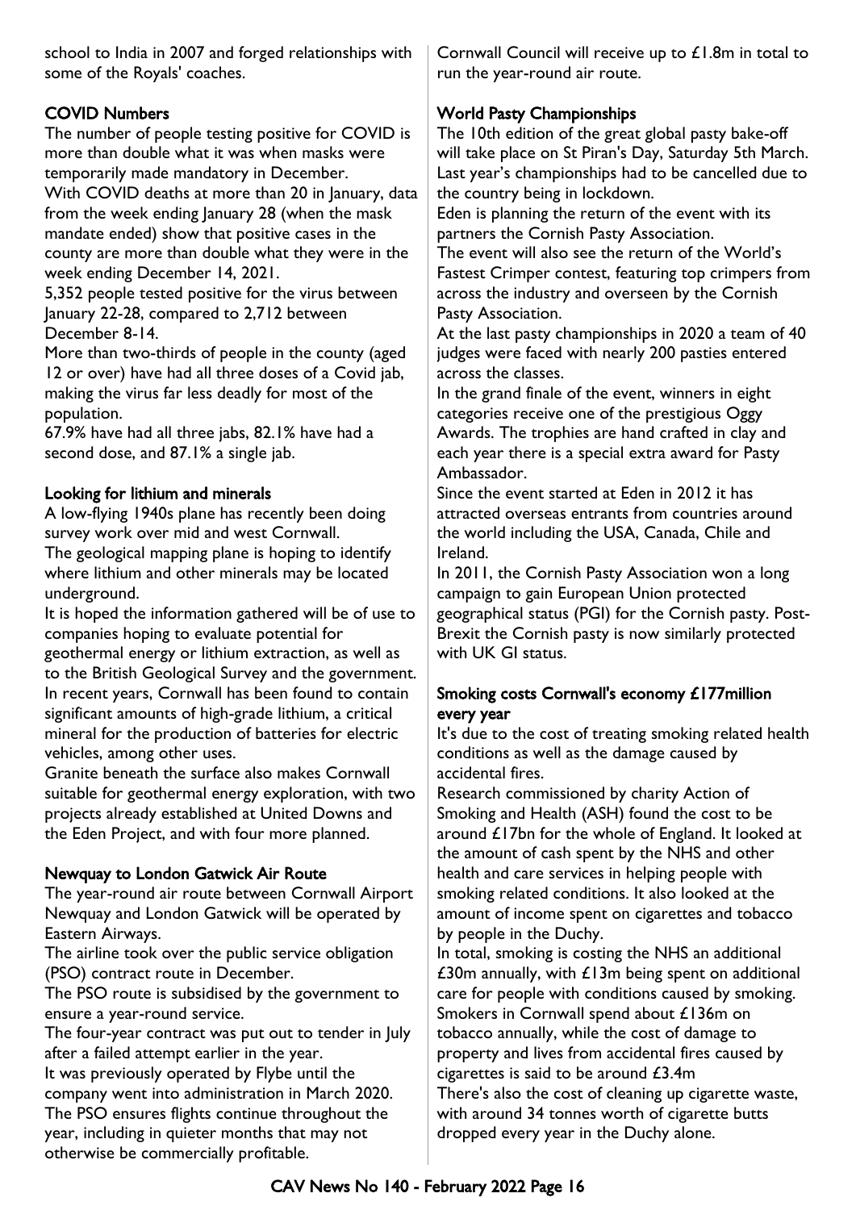school to India in 2007 and forged relationships with some of the Royals' coaches.

## COVID Numbers

The number of people testing positive for COVID is more than double what it was when masks were temporarily made mandatory in December.

With COVID deaths at more than 20 in January, data from the week ending January 28 (when the mask mandate ended) show that positive cases in the county are more than double what they were in the week ending December 14, 2021.

5,352 people tested positive for the virus between January 22-28, compared to 2,712 between December 8-14.

More than two-thirds of people in the county (aged 12 or over) have had all three doses of a Covid jab, making the virus far less deadly for most of the population.

67.9% have had all three jabs, 82.1% have had a second dose, and 87.1% a single jab.

## Looking for lithium and minerals

A low-flying 1940s plane has recently been doing survey work over mid and west Cornwall.

The geological mapping plane is hoping to identify where lithium and other minerals may be located underground.

It is hoped the information gathered will be of use to companies hoping to evaluate potential for geothermal energy or lithium extraction, as well as to the British Geological Survey and the government.

In recent years, Cornwall has been found to contain significant amounts of high-grade lithium, a critical mineral for the production of batteries for electric vehicles, among other uses.

Granite beneath the surface also makes Cornwall suitable for geothermal energy exploration, with two projects already established at United Downs and the Eden Project, and with four more planned.

## Newquay to London Gatwick Air Route

The year-round air route between Cornwall Airport Newquay and London Gatwick will be operated by Eastern Airways.

The airline took over the public service obligation (PSO) contract route in December.

The PSO route is subsidised by the government to ensure a year-round service.

The four-year contract was put out to tender in July after a failed attempt earlier in the year.

It was previously operated by Flybe until the company went into administration in March 2020.

The PSO ensures flights continue throughout the year, including in quieter months that may not otherwise be commercially profitable.

Cornwall Council will receive up to £1.8m in total to run the year-round air route.

## World Pasty Championships

The 10th edition of the great global pasty bake-off will take place on St Piran's Day, Saturday 5th March. Last year's championships had to be cancelled due to the country being in lockdown.

Eden is planning the return of the event with its partners the Cornish Pasty Association.

The event will also see the return of the World's Fastest Crimper contest, featuring top crimpers from across the industry and overseen by the Cornish Pasty Association.

At the last pasty championships in 2020 a team of 40 judges were faced with nearly 200 pasties entered across the classes.

In the grand finale of the event, winners in eight categories receive one of the prestigious Oggy Awards. The trophies are hand crafted in clay and each year there is a special extra award for Pasty Ambassador.

Since the event started at Eden in 2012 it has attracted overseas entrants from countries around the world including the USA, Canada, Chile and Ireland.

In 2011, the Cornish Pasty Association won a long campaign to gain European Union protected geographical status (PGI) for the Cornish pasty. Post-Brexit the Cornish pasty is now similarly protected with UK GI status.

## Smoking costs Cornwall's economy £177million every year

It's due to the cost of treating smoking related health conditions as well as the damage caused by accidental fires.

Research commissioned by charity Action of Smoking and Health (ASH) found the cost to be around £17bn for the whole of England. It looked at the amount of cash spent by the NHS and other health and care services in helping people with smoking related conditions. It also looked at the amount of income spent on cigarettes and tobacco by people in the Duchy.

In total, smoking is costing the NHS an additional £30m annually, with £13m being spent on additional care for people with conditions caused by smoking. Smokers in Cornwall spend about £136m on tobacco annually, while the cost of damage to property and lives from accidental fires caused by cigarettes is said to be around £3.4m

There's also the cost of cleaning up cigarette waste, with around 34 tonnes worth of cigarette butts dropped every year in the Duchy alone.